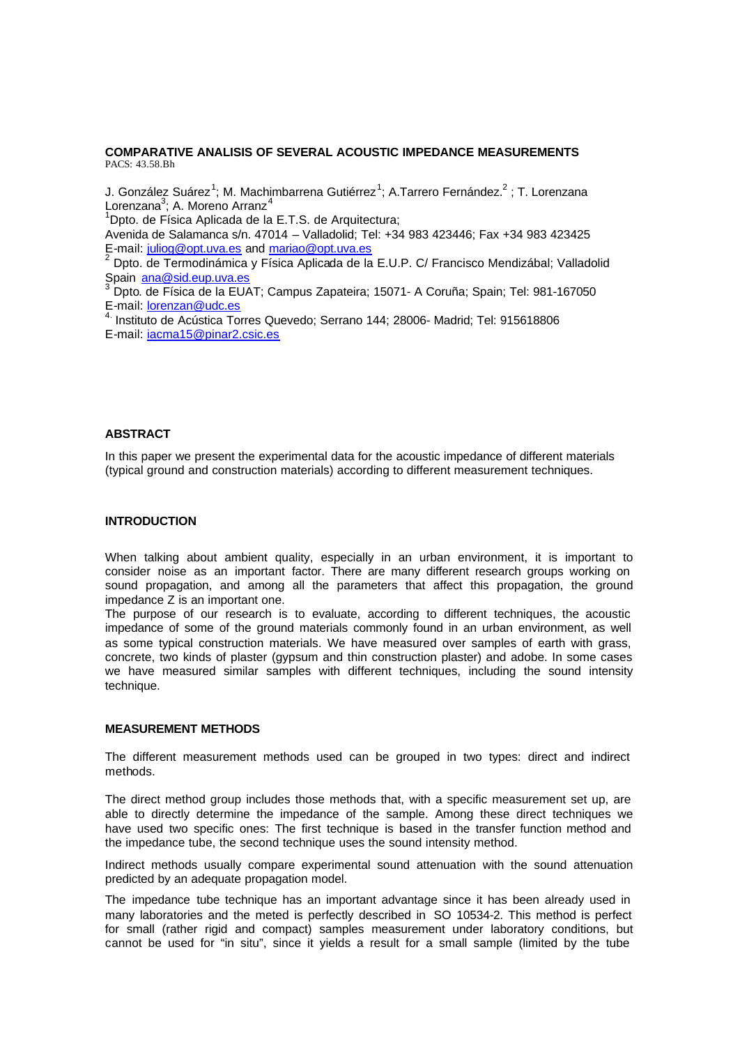# COMPARATIVE ANALISIS OF SEVERAL ACOUSTIC IMPEDANCE MEASUREMENTS

PACS: 43.58.Bh

J. González Suárez[1]; M. Machimbarrena Gutiérrez[1]; A.Tarrero Fernández.[2] ; T. Lorenzana Lorenzana[3]; A. Moreno Arranz[4]

[1]Dpto. de Física Aplicada de la E.T.S. de Arquitectura;
Avenida de Salamanca s/n. 47014 – Valladolid; Tel: +34 983 423446; Fax +34 983 423425
E-mail: juliog@opt.uva.es and mariao@opt.uva.es

[2] Dpto. de Termodinámica y Física Aplicada de la E.U.P. C/ Francisco Mendizábal; Valladolid Spain ana@sid.eup.uva.es

[3] Dpto. de Física de la EUAT; Campus Zapateira; 15071- A Coruña; Spain; Tel: 981-167050
E-mail: lorenzan@udc.es

[4.] Instituto de Acústica Torres Quevedo; Serrano 144; 28006- Madrid; Tel: 915618806
E-mail: iacma15@pinar2.csic.es

## ABSTRACT

In this paper we present the experimental data for the acoustic impedance of different materials (typical ground and construction materials) according to different measurement techniques.

## INTRODUCTION

When talking about ambient quality, especially in an urban environment, it is important to consider noise as an important factor. There are many different research groups working on sound propagation, and among all the parameters that affect this propagation, the ground impedance Z is an important one.

The purpose of our research is to evaluate, according to different techniques, the acoustic impedance of some of the ground materials commonly found in an urban environment, as well as some typical construction materials. We have measured over samples of earth with grass, concrete, two kinds of plaster (gypsum and thin construction plaster) and adobe. In some cases we have measured similar samples with different techniques, including the sound intensity technique.

## MEASUREMENT METHODS

The different measurement methods used can be grouped in two types: direct and indirect methods.

The direct method group includes those methods that, with a specific measurement set up, are able to directly determine the impedance of the sample. Among these direct techniques we have used two specific ones: The first technique is based in the transfer function method and the impedance tube, the second technique uses the sound intensity method.

Indirect methods usually compare experimental sound attenuation with the sound attenuation predicted by an adequate propagation model.

The impedance tube technique has an important advantage since it has been already used in many laboratories and the meted is perfectly described in SO 10534-2. This method is perfect for small (rather rigid and compact) samples measurement under laboratory conditions, but cannot be used for "in situ", since it yields a result for a small sample (limited by the tube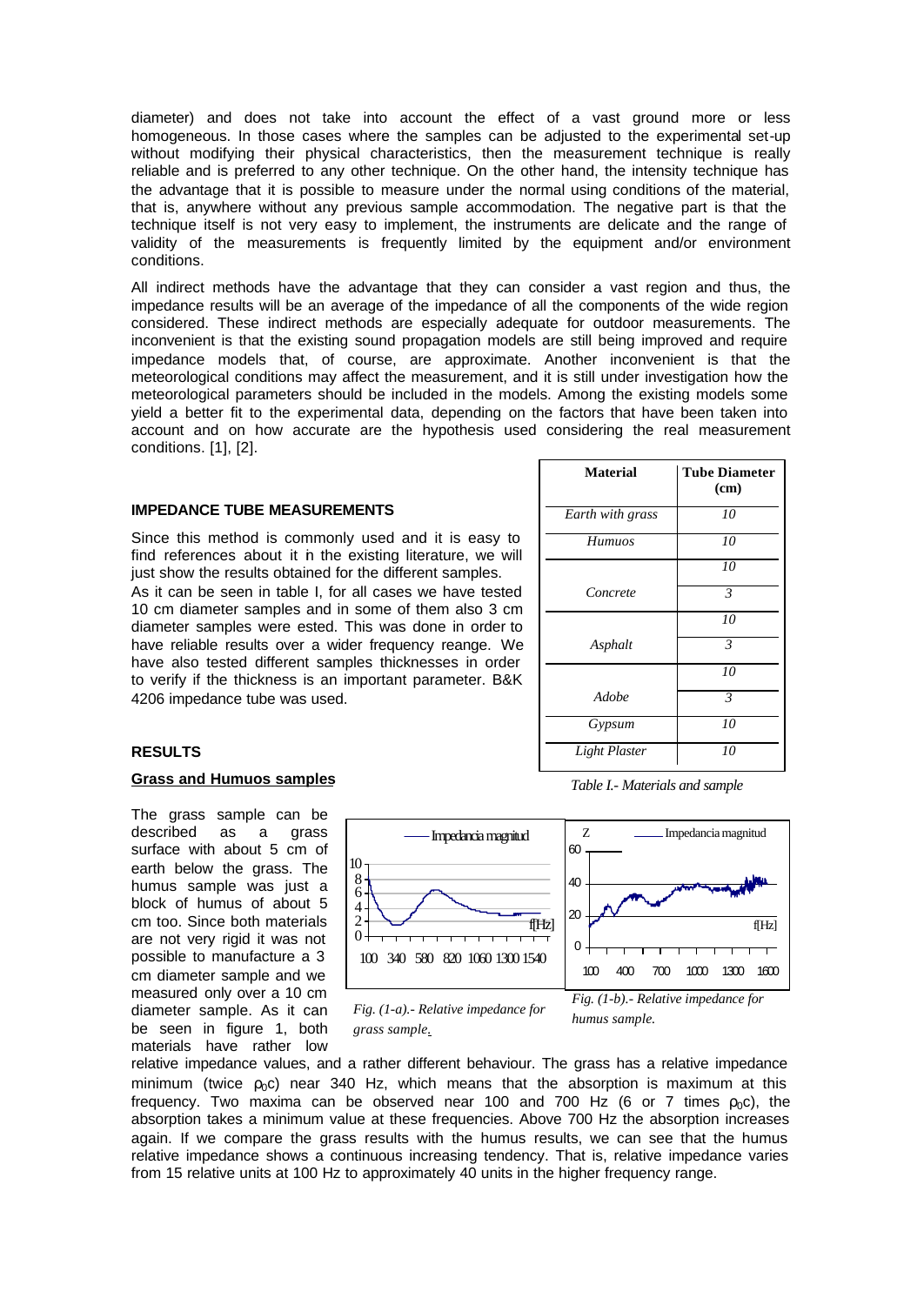diameter) and does not take into account the effect of a vast ground more or less homogeneous. In those cases where the samples can be adjusted to the experimental set-up without modifying their physical characteristics, then the measurement technique is really reliable and is preferred to any other technique. On the other hand, the intensity technique has the advantage that it is possible to measure under the normal using conditions of the material, that is, anywhere without any previous sample accommodation. The negative part is that the technique itself is not very easy to implement, the instruments are delicate and the range of validity of the measurements is frequently limited by the equipment and/or environment conditions.

All indirect methods have the advantage that they can consider a vast region and thus, the impedance results will be an average of the impedance of all the components of the wide region considered. These indirect methods are especially adequate for outdoor measurements. The inconvenient is that the existing sound propagation models are still being improved and require impedance models that, of course, are approximate. Another inconvenient is that the meteorological conditions may affect the measurement, and it is still under investigation how the meteorological parameters should be included in the models. Among the existing models some yield a better fit to the experimental data, depending on the factors that have been taken into account and on how accurate are the hypothesis used considering the real measurement conditions. [1], [2].

## IMPEDANCE TUBE MEASUREMENTS

Since this method is commonly used and it is easy to find references about it in the existing literature, we will just show the results obtained for the different samples.
As it can be seen in table I, for all cases we have tested 10 cm diameter samples and in some of them also 3 cm diameter samples were ested. This was done in order to have reliable results over a wider frequency reange. We have also tested different samples thicknesses in order to verify if the thickness is an important parameter. B&K 4206 impedance tube was used.

| **Material** | **Tube Diameter (cm)** |
|---|---|
| *Earth with grass* | *10* |
| *Humuos* | *10* |
| *Concrete* | *10* |
| | *3* |
| *Asphalt* | *10* |
| | *3* |
| *Adobe* | *10* |
| | *3* |
| *Gypsum* | *10* |
| *Light Plaster* | *10* |

*Table I.- Materials and sample*

## RESULTS

### Grass and Humuos samples

The grass sample can be described as a grass surface with about 5 cm of earth below the grass. The humus sample was just a block of humus of about 5 cm too. Since both materials are not very rigid it was not possible to manufacture a 3 cm diameter sample and we measured only over a 10 cm diameter sample. As it can be seen in figure 1, both materials have rather low relative impedance values, and a rather different behaviour. The grass has a relative impedance minimum (twice $\rho_0 c$) near 340 Hz, which means that the absorption is maximum at this frequency. Two maxima can be observed near 100 and 700 Hz (6 or 7 times $\rho_0 c$), the absorption takes a minimum value at these frequencies. Above 700 Hz the absorption increases again. If we compare the grass results with the humus results, we can see that the humus relative impedance shows a continuous increasing tendency. That is, relative impedance varies from 15 relative units at 100 Hz to approximately 40 units in the higher frequency range.

*Fig. (1-a).- Relative impedance for grass sample.*

*Fig. (1-b).- Relative impedance for humus sample.*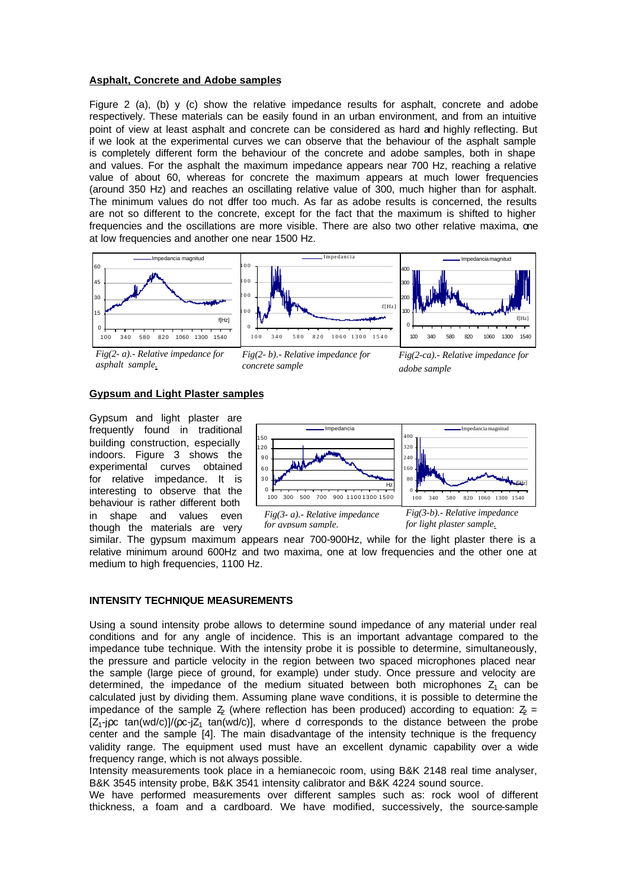**Asphalt, Concrete and Adobe samples**

Figure 2 (a), (b) y (c) show the relative impedance results for asphalt, concrete and adobe respectively. These materials can be easily found in an urban environment, and from an intuitive point of view at least asphalt and concrete can be considered as hard and highly reflecting. But if we look at the experimental curves we can observe that the behaviour of the asphalt sample is completely different form the behaviour of the concrete and adobe samples, both in shape and values. For the asphalt the maximum impedance appears near 700 Hz, reaching a relative value of about 60, whereas for concrete the maximum appears at much lower frequencies (around 350 Hz) and reaches an oscillating relative value of 300, much higher than for asphalt. The minimum values do not differ too much. As far as adobe results is concerned, the results are not so different to the concrete, except for the fact that the maximum is shifted to higher frequencies and the oscillations are more visible. There are also two other relative maxima, one at low frequencies and another one near 1500 Hz.

*Fig(2- a).- Relative impedance for asphalt sample.*

*Fig(2- b).- Relative impedance for concrete sample*

*Fig(2-ca).- Relative impedance for adobe sample*

**Gypsum and Light Plaster samples**

Gypsum and light plaster are frequently found in traditional building construction, especially indoors. Figure 3 shows the experimental curves obtained for relative impedance. It is interesting to observe that the behaviour is rather different both in shape and values even though the materials are very similar. The gypsum maximum appears near 700-900Hz, while for the light plaster there is a relative minimum around 600Hz and two maxima, one at low frequencies and the other one at medium to high frequencies, 1100 Hz.

*Fig(3- a).- Relative impedance for gypsum sample.*

*Fig(3-b).- Relative impedance for light plaster sample.*

**INTENSITY TECHNIQUE MEASUREMENTS**

Using a sound intensity probe allows to determine sound impedance of any material under real conditions and for any angle of incidence. This is an important advantage compared to the impedance tube technique. With the intensity probe it is possible to determine, simultaneously, the pressure and particle velocity in the region between two spaced microphones placed near the sample (large piece of ground, for example) under study. Once pressure and velocity are determined, the impedance of the medium situated between both microphones $Z_1$ can be calculated just by dividing them. Assuming plane wave conditions, it is possible to determine the impedance of the sample $Z_2$ (where reflection has been produced) according to equation: $Z_2 = [Z_1 - j\rho c \tan(wd/c)]/(\rho c - jZ_1 \tan(wd/c))$, where d corresponds to the distance between the probe center and the sample [4]. The main disadvantage of the intensity technique is the frequency validity range. The equipment used must have an excellent dynamic capability over a wide frequency range, which is not always possible.

Intensity measurements took place in a hemianecoic room, using B&K 2148 real time analyser, B&K 3545 intensity probe, B&K 3541 intensity calibrator and B&K 4224 sound source.

We have performed measurements over different samples such as: rock wool of different thickness, a foam and a cardboard. We have modified, successively, the source-sample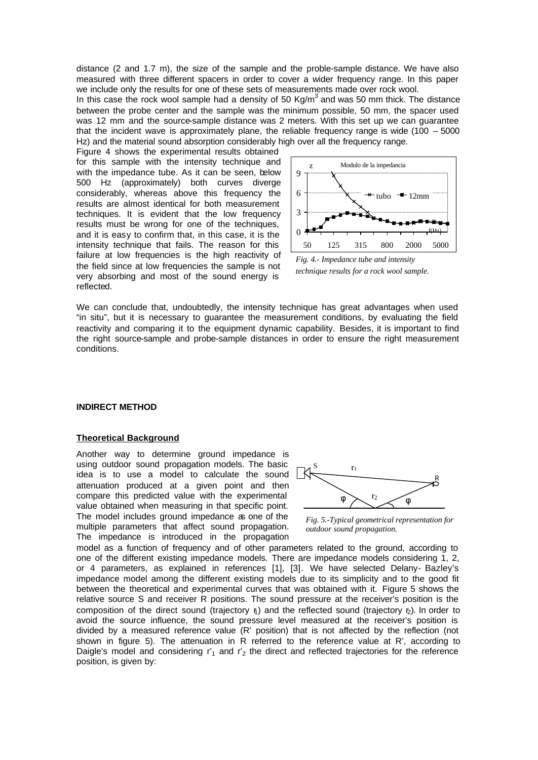distance (2 and 1.7 m), the size of the sample and the proble-sample distance. We have also measured with three different spacers in order to cover a wider frequency range. In this paper we include only the results for one of these sets of measurements made over rock wool.

In this case the rock wool sample had a density of 50 Kg/m$^3$ and was 50 mm thick. The distance between the probe center and the sample was the minimum possible, 50 mm, the spacer used was 12 mm and the source-sample distance was 2 meters. With this set up we can guarantee that the incident wave is approximately plane, the reliable frequency range is wide (100 – 5000 Hz) and the material sound absorption considerably high over all the frequency range.

Figure 4 shows the experimental results obtained for this sample with the intensity technique and with the impedance tube. As it can be seen, below 500 Hz (approximately) both curves diverge considerably, whereas above this frequency the results are almost identical for both measurement techniques. It is evident that the low frequency results must be wrong for one of the techniques, and it is easy to confirm that, in this case, it is the intensity technique that fails. The reason for this failure at low frequencies is the high reactivity of the field since at low frequencies the sample is not very absorbing and most of the sound energy is reflected.

*Fig. 4.- Impedance tube and intensity technique results for a rock wool sample.*

We can conclude that, undoubtedly, the intensity technique has great advantages when used "in situ", but it is necessary to guarantee the measurement conditions, by evaluating the field reactivity and comparing it to the equipment dynamic capability. Besides, it is important to find the right source-sample and probe-sample distances in order to ensure the right measurement conditions.

**INDIRECT METHOD**

**Theoretical Background**

Another way to determine ground impedance is using outdoor sound propagation models. The basic idea is to use a model to calculate the sound attenuation produced at a given point and then compare this predicted value with the experimental value obtained when measuring in that specific point. The model includes ground impedance as one of the multiple parameters that affect sound propagation. The impedance is introduced in the propagation model as a function of frequency and of other parameters related to the ground, according to one of the different existing impedance models. There are impedance models considering 1, 2, or 4 parameters, as explained in references [1], [3]. We have selected Delany- Bazley's impedance model among the different existing models due to its simplicity and to the good fit between the theoretical and experimental curves that was obtained with it. Figure 5 shows the relative source S and receiver R positions. The sound pressure at the receiver's position is the composition of the direct sound (trajectory $r_1$) and the reflected sound (trajectory $r_2$). In order to avoid the source influence, the sound pressure level measured at the receiver's position is divided by a measured reference value (R' position) that is not affected by the reflection (not shown in figure 5). The attenuation in R referred to the reference value at R', according to Daigle's model and considering $r'_1$ and $r'_2$ the direct and reflected trajectories for the reference position, is given by:

*Fig. 5.-Typical geometrical representation for outdoor sound propagation.*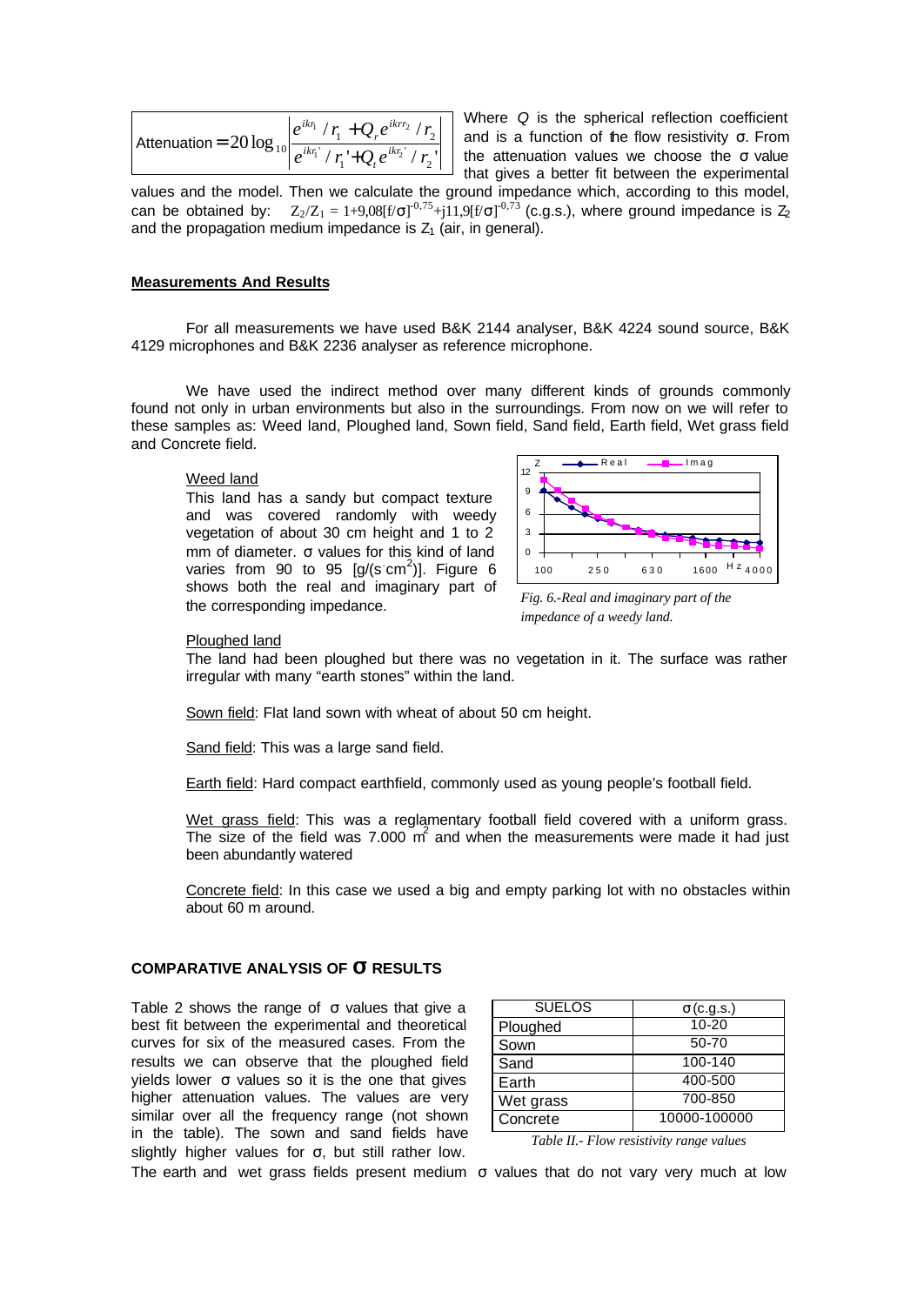$$\text{Attenuation} = 20\log_{10}\left|\frac{e^{ikr_1}/r_1 + Q_r e^{ikrr_2}/r_2}{e^{ikr_1'}/r_1' + Q_t e^{ikr_2'}/r_2'}\right|$$

Where $Q$ is the spherical reflection coefficient and is a function of the flow resistivity σ. From the attenuation values we choose the σ value that gives a better fit between the experimental values and the model. Then we calculate the ground impedance which, according to this model, can be obtained by: $Z_2/Z_1 = 1+9{,}08[f/\sigma]^{-0{,}75}+j11{,}9[f/\sigma]^{-0{,}73}$ (c.g.s.), where ground impedance is $Z_2$ and the propagation medium impedance is $Z_1$ (air, in general).

## Measurements And Results

For all measurements we have used B&K 2144 analyser, B&K 4224 sound source, B&K 4129 microphones and B&K 2236 analyser as reference microphone.

We have used the indirect method over many different kinds of grounds commonly found not only in urban environments but also in the surroundings. From now on we will refer to these samples as: Weed land, Ploughed land, Sown field, Sand field, Earth field, Wet grass field and Concrete field.

Weed land

This land has a sandy but compact texture and was covered randomly with weedy vegetation of about 30 cm height and 1 to 2 mm of diameter. σ values for this kind of land varies from 90 to 95 [g/(s·cm$^2$)]. Figure 6 shows both the real and imaginary part of the corresponding impedance.

*Fig. 6.-Real and imaginary part of the impedance of a weedy land.*

Ploughed land

The land had been ploughed but there was no vegetation in it. The surface was rather irregular with many "earth stones" within the land.

Sown field: Flat land sown with wheat of about 50 cm height.

Sand field: This was a large sand field.

Earth field: Hard compact earthfield, commonly used as young people's football field.

Wet grass field: This was a reglamentary football field covered with a uniform grass. The size of the field was 7.000 m$^2$ and when the measurements were made it had just been abundantly watered

Concrete field: In this case we used a big and empty parking lot with no obstacles within about 60 m around.

## COMPARATIVE ANALYSIS OF σ RESULTS

Table 2 shows the range of σ values that give a best fit between the experimental and theoretical curves for six of the measured cases. From the results we can observe that the ploughed field yields lower σ values so it is the one that gives higher attenuation values. The values are very similar over all the frequency range (not shown in the table). The sown and sand fields have slightly higher values for σ, but still rather low.

| SUELOS | σ (c.g.s.) |
|---|---|
| Ploughed | 10-20 |
| Sown | 50-70 |
| Sand | 100-140 |
| Earth | 400-500 |
| Wet grass | 700-850 |
| Concrete | 10000-100000 |

*Table II.- Flow resistivity range values*

The earth and wet grass fields present medium σ values that do not vary very much at low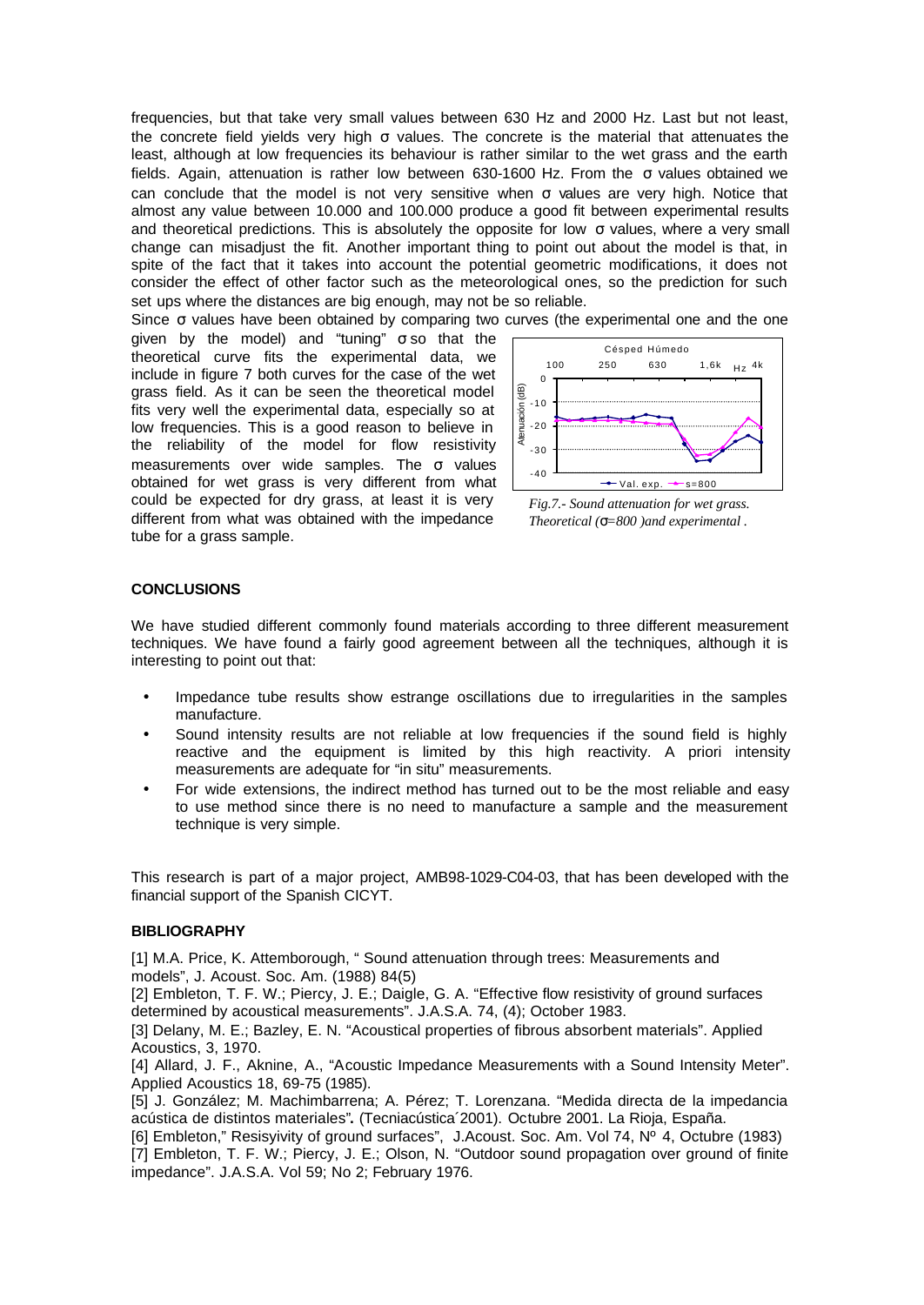frequencies, but that take very small values between 630 Hz and 2000 Hz. Last but not least, the concrete field yields very high σ values. The concrete is the material that attenuates the least, although at low frequencies its behaviour is rather similar to the wet grass and the earth fields. Again, attenuation is rather low between 630-1600 Hz. From the σ values obtained we can conclude that the model is not very sensitive when σ values are very high. Notice that almost any value between 10.000 and 100.000 produce a good fit between experimental results and theoretical predictions. This is absolutely the opposite for low σ values, where a very small change can misadjust the fit. Another important thing to point out about the model is that, in spite of the fact that it takes into account the potential geometric modifications, it does not consider the effect of other factor such as the meteorological ones, so the prediction for such set ups where the distances are big enough, may not be so reliable.

Since σ values have been obtained by comparing two curves (the experimental one and the one given by the model) and "tuning" σ so that the theoretical curve fits the experimental data, we include in figure 7 both curves for the case of the wet grass field. As it can be seen the theoretical model fits very well the experimental data, especially so at low frequencies. This is a good reason to believe in the reliability of the model for flow resistivity measurements over wide samples. The σ values obtained for wet grass is very different from what could be expected for dry grass, at least it is very different from what was obtained with the impedance tube for a grass sample.

Césped Húmedo

100 250 630 1,6k Hz 4k

0
-10
-20
-30
-40

Atenuación (dB)

Val. exp. s=800

*Fig.7.- Sound attenuation for wet grass. Theoretical (σ=800 )and experimental .*

**CONCLUSIONS**

We have studied different commonly found materials according to three different measurement techniques. We have found a fairly good agreement between all the techniques, although it is interesting to point out that:

- Impedance tube results show estrange oscillations due to irregularities in the samples manufacture.
- Sound intensity results are not reliable at low frequencies if the sound field is highly reactive and the equipment is limited by this high reactivity. A priori intensity measurements are adequate for "in situ" measurements.
- For wide extensions, the indirect method has turned out to be the most reliable and easy to use method since there is no need to manufacture a sample and the measurement technique is very simple.

This research is part of a major project, AMB98-1029-C04-03, that has been developed with the financial support of the Spanish CICYT.

**BIBLIOGRAPHY**

[1] M.A. Price, K. Attemborough, " Sound attenuation through trees: Measurements and models", J. Acoust. Soc. Am. (1988) 84(5)

[2] Embleton, T. F. W.; Piercy, J. E.; Daigle, G. A. "Effective flow resistivity of ground surfaces determined by acoustical measurements". J.A.S.A. 74, (4); October 1983.

[3] Delany, M. E.; Bazley, E. N. "Acoustical properties of fibrous absorbent materials". Applied Acoustics, 3, 1970.

[4] Allard, J. F., Aknine, A., "Acoustic Impedance Measurements with a Sound Intensity Meter". Applied Acoustics 18, 69-75 (1985).

[5] J. González; M. Machimbarrena; A. Pérez; T. Lorenzana. "Medida directa de la impedancia acústica de distintos materiales"**.** (Tecniacústica´2001). Octubre 2001. La Rioja, España.

[6] Embleton," Resisyivity of ground surfaces", J.Acoust. Soc. Am. Vol 74, Nº 4, Octubre (1983)

[7] Embleton, T. F. W.; Piercy, J. E.; Olson, N. "Outdoor sound propagation over ground of finite impedance". J.A.S.A. Vol 59; No 2; February 1976.